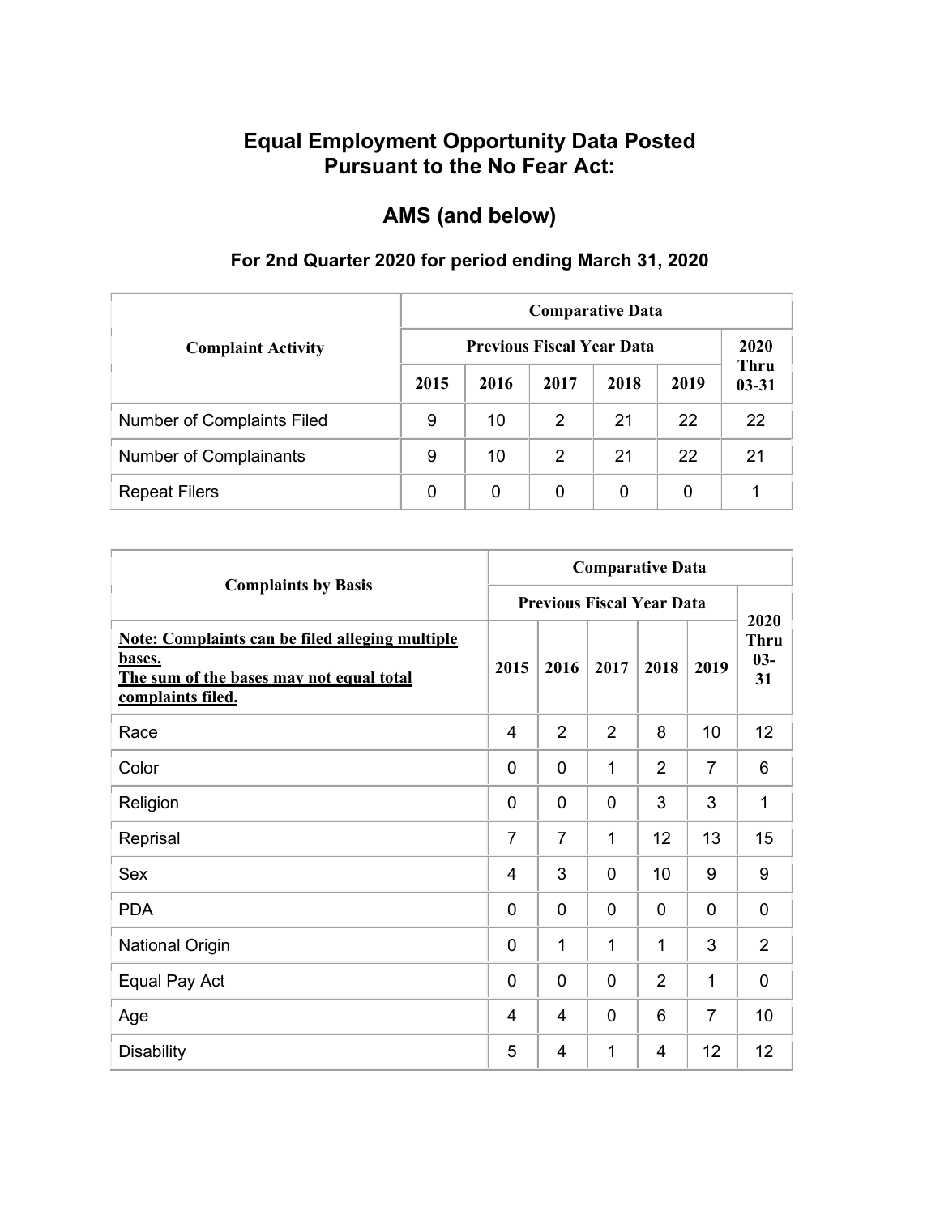# Equal Employment Opportunity Data Posted Pursuant to the No Fear Act:

## AMS (and below)

### For 2nd Quarter 2020 for period ending March 31, 2020

| Complaint Activity | Comparative Data | | | | | |
|---|---|---|---|---|---|---|
| | Previous Fiscal Year Data | | | | | 2020 Thru 03-31 |
| | 2015 | 2016 | 2017 | 2018 | 2019 | |
| Number of Complaints Filed | 9 | 10 | 2 | 21 | 22 | 22 |
| Number of Complainants | 9 | 10 | 2 | 21 | 22 | 21 |
| Repeat Filers | 0 | 0 | 0 | 0 | 0 | 1 |

| Complaints by Basis | Comparative Data | | | | | |
|---|---|---|---|---|---|---|
| | Previous Fiscal Year Data | | | | | 2020 Thru 03-31 |
| **Note: Complaints can be filed alleging multiple bases. The sum of the bases may not equal total complaints filed.** | 2015 | 2016 | 2017 | 2018 | 2019 | |
| Race | 4 | 2 | 2 | 8 | 10 | 12 |
| Color | 0 | 0 | 1 | 2 | 7 | 6 |
| Religion | 0 | 0 | 0 | 3 | 3 | 1 |
| Reprisal | 7 | 7 | 1 | 12 | 13 | 15 |
| Sex | 4 | 3 | 0 | 10 | 9 | 9 |
| PDA | 0 | 0 | 0 | 0 | 0 | 0 |
| National Origin | 0 | 1 | 1 | 1 | 3 | 2 |
| Equal Pay Act | 0 | 0 | 0 | 2 | 1 | 0 |
| Age | 4 | 4 | 0 | 6 | 7 | 10 |
| Disability | 5 | 4 | 1 | 4 | 12 | 12 |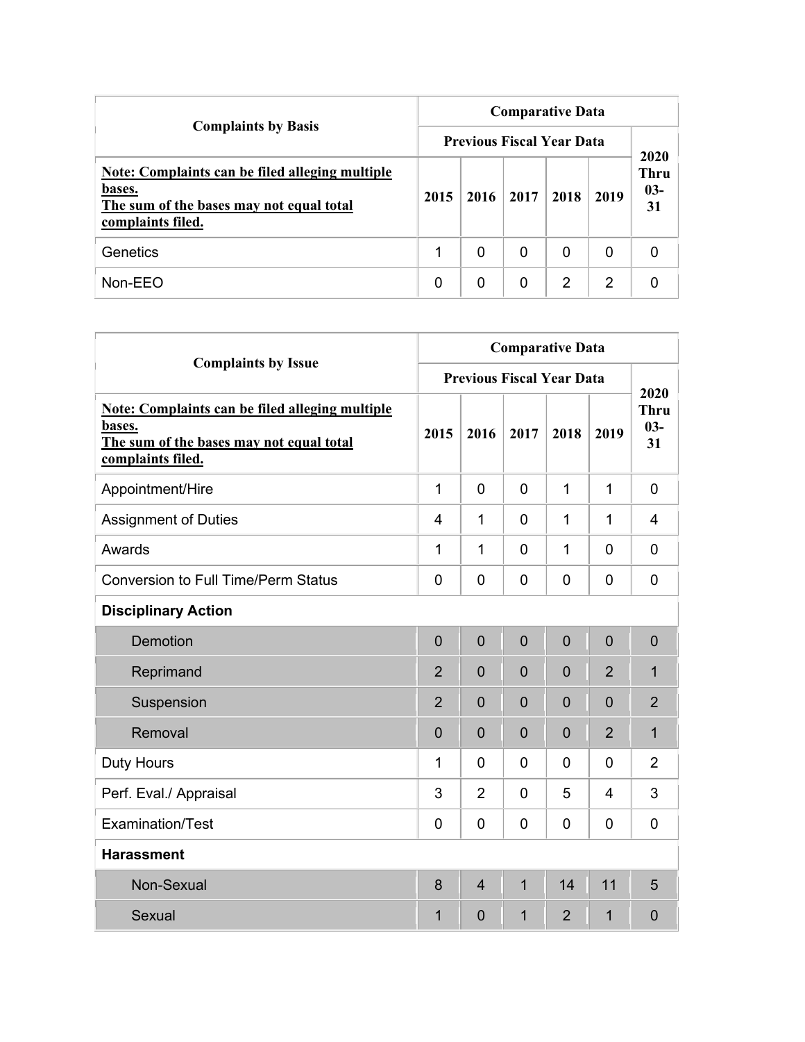| Complaints by Basis | Comparative Data | | | | | |
|---|---|---|---|---|---|---|
| | Previous Fiscal Year Data | | | | | 2020 Thru 03-31 |
| **Note: Complaints can be filed alleging multiple bases. The sum of the bases may not equal total complaints filed.** | 2015 | 2016 | 2017 | 2018 | 2019 | |
| Genetics | 1 | 0 | 0 | 0 | 0 | 0 |
| Non-EEO | 0 | 0 | 0 | 2 | 2 | 0 |

| Complaints by Issue | Comparative Data | | | | | |
|---|---|---|---|---|---|---|
| | Previous Fiscal Year Data | | | | | 2020 Thru 03-31 |
| **Note: Complaints can be filed alleging multiple bases. The sum of the bases may not equal total complaints filed.** | 2015 | 2016 | 2017 | 2018 | 2019 | |
| Appointment/Hire | 1 | 0 | 0 | 1 | 1 | 0 |
| Assignment of Duties | 4 | 1 | 0 | 1 | 1 | 4 |
| Awards | 1 | 1 | 0 | 1 | 0 | 0 |
| Conversion to Full Time/Perm Status | 0 | 0 | 0 | 0 | 0 | 0 |
| **Disciplinary Action** | | | | | | |
| Demotion | 0 | 0 | 0 | 0 | 0 | 0 |
| Reprimand | 2 | 0 | 0 | 0 | 2 | 1 |
| Suspension | 2 | 0 | 0 | 0 | 0 | 2 |
| Removal | 0 | 0 | 0 | 0 | 2 | 1 |
| Duty Hours | 1 | 0 | 0 | 0 | 0 | 2 |
| Perf. Eval./ Appraisal | 3 | 2 | 0 | 5 | 4 | 3 |
| Examination/Test | 0 | 0 | 0 | 0 | 0 | 0 |
| **Harassment** | | | | | | |
| Non-Sexual | 8 | 4 | 1 | 14 | 11 | 5 |
| Sexual | 1 | 0 | 1 | 2 | 1 | 0 |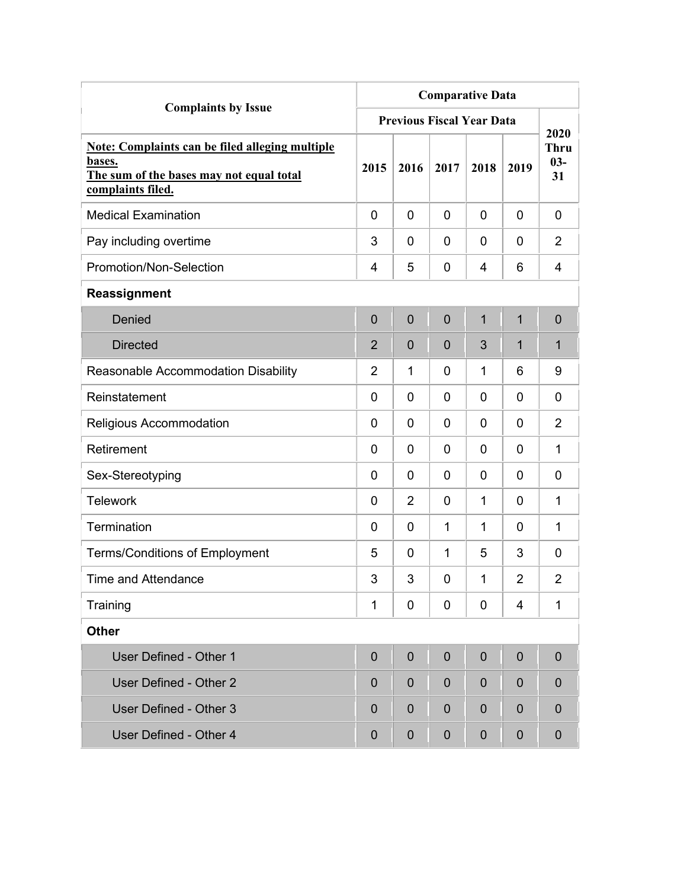| Complaints by Issue | Comparative Data | | | | | |
|---|---|---|---|---|---|---|
| | Previous Fiscal Year Data | | | | | 2020 Thru 03-31 |
| **Note: Complaints can be filed alleging multiple bases. The sum of the bases may not equal total complaints filed.** | 2015 | 2016 | 2017 | 2018 | 2019 | |
| Medical Examination | 0 | 0 | 0 | 0 | 0 | 0 |
| Pay including overtime | 3 | 0 | 0 | 0 | 0 | 2 |
| Promotion/Non-Selection | 4 | 5 | 0 | 4 | 6 | 4 |
| **Reassignment** | | | | | | |
| Denied | 0 | 0 | 0 | 1 | 1 | 0 |
| Directed | 2 | 0 | 0 | 3 | 1 | 1 |
| Reasonable Accommodation Disability | 2 | 1 | 0 | 1 | 6 | 9 |
| Reinstatement | 0 | 0 | 0 | 0 | 0 | 0 |
| Religious Accommodation | 0 | 0 | 0 | 0 | 0 | 2 |
| Retirement | 0 | 0 | 0 | 0 | 0 | 1 |
| Sex-Stereotyping | 0 | 0 | 0 | 0 | 0 | 0 |
| Telework | 0 | 2 | 0 | 1 | 0 | 1 |
| Termination | 0 | 0 | 1 | 1 | 0 | 1 |
| Terms/Conditions of Employment | 5 | 0 | 1 | 5 | 3 | 0 |
| Time and Attendance | 3 | 3 | 0 | 1 | 2 | 2 |
| Training | 1 | 0 | 0 | 0 | 4 | 1 |
| **Other** | | | | | | |
| User Defined - Other 1 | 0 | 0 | 0 | 0 | 0 | 0 |
| User Defined - Other 2 | 0 | 0 | 0 | 0 | 0 | 0 |
| User Defined - Other 3 | 0 | 0 | 0 | 0 | 0 | 0 |
| User Defined - Other 4 | 0 | 0 | 0 | 0 | 0 | 0 |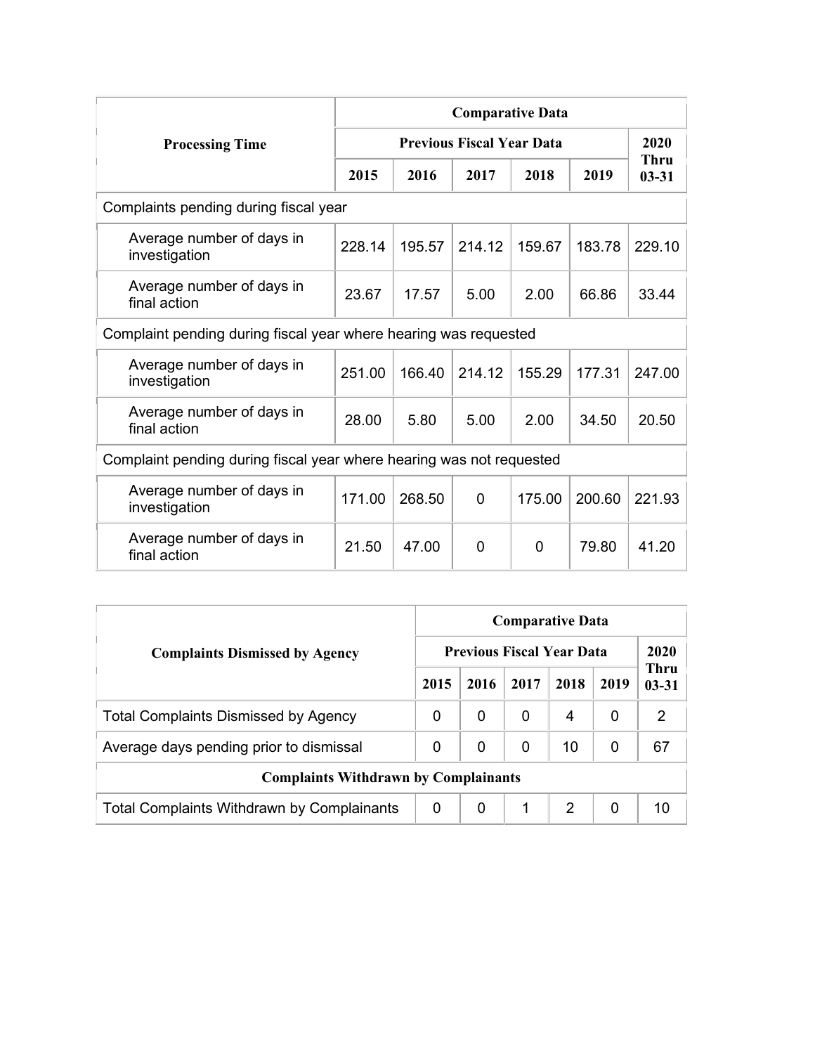| Processing Time | Comparative Data | | | | | |
|---|---|---|---|---|---|---|
| | Previous Fiscal Year Data | | | | | 2020 Thru 03-31 |
| | 2015 | 2016 | 2017 | 2018 | 2019 | |
| Complaints pending during fiscal year | | | | | | |
| Average number of days in investigation | 228.14 | 195.57 | 214.12 | 159.67 | 183.78 | 229.10 |
| Average number of days in final action | 23.67 | 17.57 | 5.00 | 2.00 | 66.86 | 33.44 |
| Complaint pending during fiscal year where hearing was requested | | | | | | |
| Average number of days in investigation | 251.00 | 166.40 | 214.12 | 155.29 | 177.31 | 247.00 |
| Average number of days in final action | 28.00 | 5.80 | 5.00 | 2.00 | 34.50 | 20.50 |
| Complaint pending during fiscal year where hearing was not requested | | | | | | |
| Average number of days in investigation | 171.00 | 268.50 | 0 | 175.00 | 200.60 | 221.93 |
| Average number of days in final action | 21.50 | 47.00 | 0 | 0 | 79.80 | 41.20 |

| Complaints Dismissed by Agency | Comparative Data | | | | | |
|---|---|---|---|---|---|---|
| | Previous Fiscal Year Data | | | | | 2020 Thru 03-31 |
| | 2015 | 2016 | 2017 | 2018 | 2019 | |
| Total Complaints Dismissed by Agency | 0 | 0 | 0 | 4 | 0 | 2 |
| Average days pending prior to dismissal | 0 | 0 | 0 | 10 | 0 | 67 |
| **Complaints Withdrawn by Complainants** | | | | | | |
| Total Complaints Withdrawn by Complainants | 0 | 0 | 1 | 2 | 0 | 10 |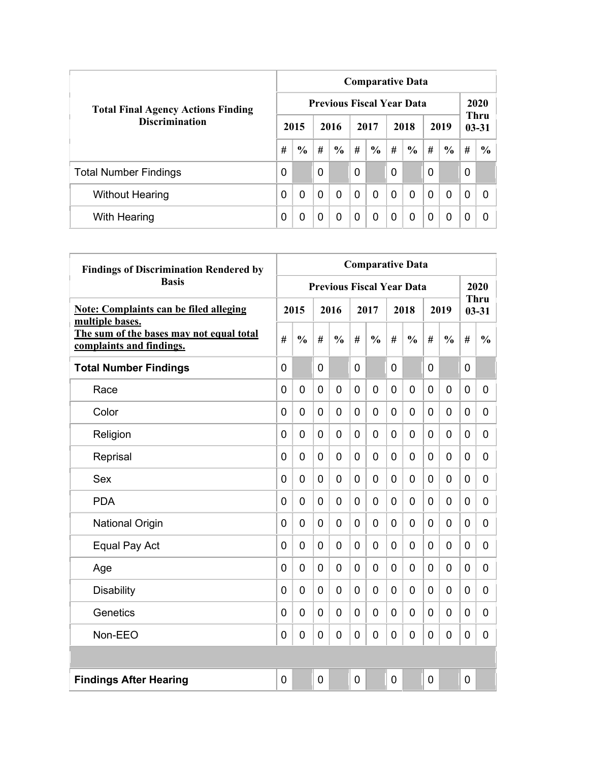| Total Final Agency Actions Finding Discrimination | Comparative Data | | | | | | | | | | | |
|---|---|---|---|---|---|---|---|---|---|---|---|---|
| | Previous Fiscal Year Data | | | | | | | | | | 2020 Thru 03-31 | |
| | 2015 | | 2016 | | 2017 | | 2018 | | 2019 | | | |
| | # | % | # | % | # | % | # | % | # | % | # | % |
| Total Number Findings | 0 | | 0 | | 0 | | 0 | | 0 | | 0 | |
| Without Hearing | 0 | 0 | 0 | 0 | 0 | 0 | 0 | 0 | 0 | 0 | 0 | 0 |
| With Hearing | 0 | 0 | 0 | 0 | 0 | 0 | 0 | 0 | 0 | 0 | 0 | 0 |

| Findings of Discrimination Rendered by Basis | Comparative Data | | | | | | | | | | | |
|---|---|---|---|---|---|---|---|---|---|---|---|---|
| | Previous Fiscal Year Data | | | | | | | | | | 2020 Thru 03-31 | |
| Note: Complaints can be filed alleging multiple bases. The sum of the bases may not equal total complaints and findings. | 2015 | | 2016 | | 2017 | | 2018 | | 2019 | | | |
| | # | % | # | % | # | % | # | % | # | % | # | % |
| **Total Number Findings** | 0 | | 0 | | 0 | | 0 | | 0 | | 0 | |
| Race | 0 | 0 | 0 | 0 | 0 | 0 | 0 | 0 | 0 | 0 | 0 | 0 |
| Color | 0 | 0 | 0 | 0 | 0 | 0 | 0 | 0 | 0 | 0 | 0 | 0 |
| Religion | 0 | 0 | 0 | 0 | 0 | 0 | 0 | 0 | 0 | 0 | 0 | 0 |
| Reprisal | 0 | 0 | 0 | 0 | 0 | 0 | 0 | 0 | 0 | 0 | 0 | 0 |
| Sex | 0 | 0 | 0 | 0 | 0 | 0 | 0 | 0 | 0 | 0 | 0 | 0 |
| PDA | 0 | 0 | 0 | 0 | 0 | 0 | 0 | 0 | 0 | 0 | 0 | 0 |
| National Origin | 0 | 0 | 0 | 0 | 0 | 0 | 0 | 0 | 0 | 0 | 0 | 0 |
| Equal Pay Act | 0 | 0 | 0 | 0 | 0 | 0 | 0 | 0 | 0 | 0 | 0 | 0 |
| Age | 0 | 0 | 0 | 0 | 0 | 0 | 0 | 0 | 0 | 0 | 0 | 0 |
| Disability | 0 | 0 | 0 | 0 | 0 | 0 | 0 | 0 | 0 | 0 | 0 | 0 |
| Genetics | 0 | 0 | 0 | 0 | 0 | 0 | 0 | 0 | 0 | 0 | 0 | 0 |
| Non-EEO | 0 | 0 | 0 | 0 | 0 | 0 | 0 | 0 | 0 | 0 | 0 | 0 |
| | | | | | | | | | | | | |
| **Findings After Hearing** | 0 | | 0 | | 0 | | 0 | | 0 | | 0 | |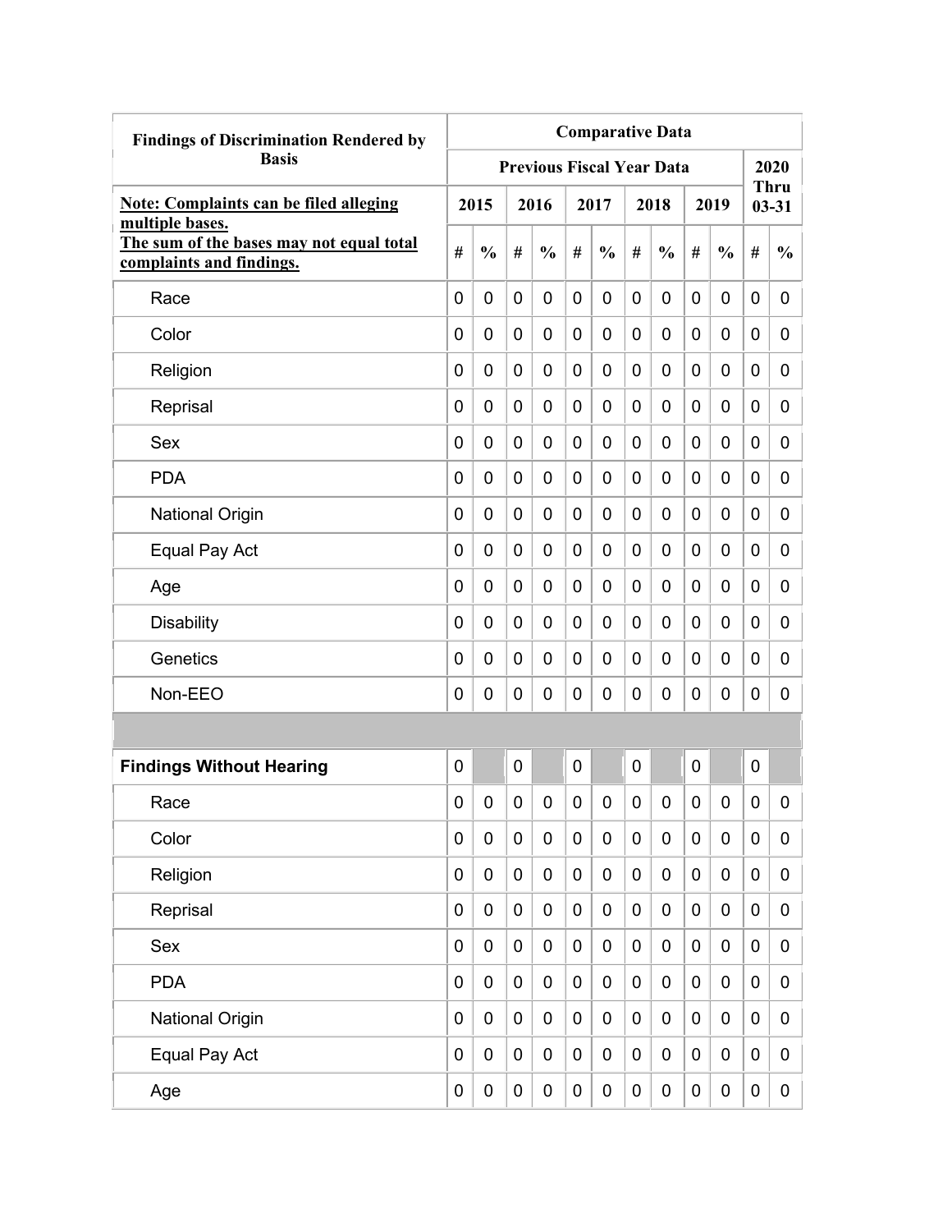| Findings of Discrimination Rendered by Basis | Comparative Data | | | | | | | | | | | |
|---|---|---|---|---|---|---|---|---|---|---|---|---|
| | Previous Fiscal Year Data | | | | | | | | | | 2020 Thru 03-31 | |
| **Note: Complaints can be filed alleging multiple bases.** **The sum of the bases may not equal total complaints and findings.** | 2015 | | 2016 | | 2017 | | 2018 | | 2019 | | | |
| | # | % | # | % | # | % | # | % | # | % | # | % |
| Race | 0 | 0 | 0 | 0 | 0 | 0 | 0 | 0 | 0 | 0 | 0 | 0 |
| Color | 0 | 0 | 0 | 0 | 0 | 0 | 0 | 0 | 0 | 0 | 0 | 0 |
| Religion | 0 | 0 | 0 | 0 | 0 | 0 | 0 | 0 | 0 | 0 | 0 | 0 |
| Reprisal | 0 | 0 | 0 | 0 | 0 | 0 | 0 | 0 | 0 | 0 | 0 | 0 |
| Sex | 0 | 0 | 0 | 0 | 0 | 0 | 0 | 0 | 0 | 0 | 0 | 0 |
| PDA | 0 | 0 | 0 | 0 | 0 | 0 | 0 | 0 | 0 | 0 | 0 | 0 |
| National Origin | 0 | 0 | 0 | 0 | 0 | 0 | 0 | 0 | 0 | 0 | 0 | 0 |
| Equal Pay Act | 0 | 0 | 0 | 0 | 0 | 0 | 0 | 0 | 0 | 0 | 0 | 0 |
| Age | 0 | 0 | 0 | 0 | 0 | 0 | 0 | 0 | 0 | 0 | 0 | 0 |
| Disability | 0 | 0 | 0 | 0 | 0 | 0 | 0 | 0 | 0 | 0 | 0 | 0 |
| Genetics | 0 | 0 | 0 | 0 | 0 | 0 | 0 | 0 | 0 | 0 | 0 | 0 |
| Non-EEO | 0 | 0 | 0 | 0 | 0 | 0 | 0 | 0 | 0 | 0 | 0 | 0 |
| | | | | | | | | | | | | |
| **Findings Without Hearing** | 0 | | 0 | | 0 | | 0 | | 0 | | 0 | |
| Race | 0 | 0 | 0 | 0 | 0 | 0 | 0 | 0 | 0 | 0 | 0 | 0 |
| Color | 0 | 0 | 0 | 0 | 0 | 0 | 0 | 0 | 0 | 0 | 0 | 0 |
| Religion | 0 | 0 | 0 | 0 | 0 | 0 | 0 | 0 | 0 | 0 | 0 | 0 |
| Reprisal | 0 | 0 | 0 | 0 | 0 | 0 | 0 | 0 | 0 | 0 | 0 | 0 |
| Sex | 0 | 0 | 0 | 0 | 0 | 0 | 0 | 0 | 0 | 0 | 0 | 0 |
| PDA | 0 | 0 | 0 | 0 | 0 | 0 | 0 | 0 | 0 | 0 | 0 | 0 |
| National Origin | 0 | 0 | 0 | 0 | 0 | 0 | 0 | 0 | 0 | 0 | 0 | 0 |
| Equal Pay Act | 0 | 0 | 0 | 0 | 0 | 0 | 0 | 0 | 0 | 0 | 0 | 0 |
| Age | 0 | 0 | 0 | 0 | 0 | 0 | 0 | 0 | 0 | 0 | 0 | 0 |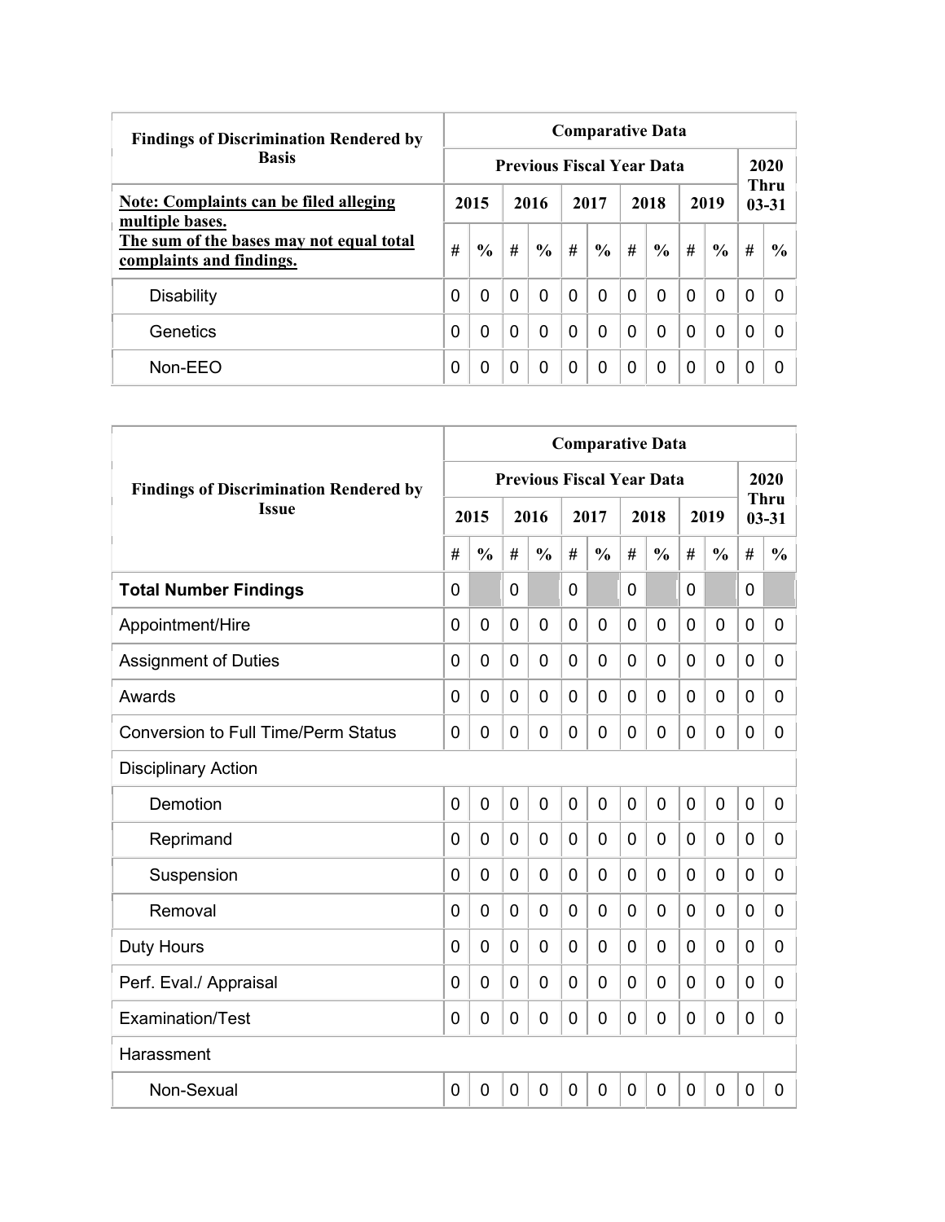| Findings of Discrimination Rendered by Basis | Comparative Data | | | | | | | | | | | |
|---|---|---|---|---|---|---|---|---|---|---|---|---|
| | Previous Fiscal Year Data | | | | | | | | | | 2020 Thru 03-31 | |
| **Note: Complaints can be filed alleging multiple bases.** **The sum of the bases may not equal total complaints and findings.** | 2015 | | 2016 | | 2017 | | 2018 | | 2019 | | | |
| | # | % | # | % | # | % | # | % | # | % | # | % |
| Disability | 0 | 0 | 0 | 0 | 0 | 0 | 0 | 0 | 0 | 0 | 0 | 0 |
| Genetics | 0 | 0 | 0 | 0 | 0 | 0 | 0 | 0 | 0 | 0 | 0 | 0 |
| Non-EEO | 0 | 0 | 0 | 0 | 0 | 0 | 0 | 0 | 0 | 0 | 0 | 0 |

| Findings of Discrimination Rendered by Issue | Comparative Data | | | | | | | | | | | |
|---|---|---|---|---|---|---|---|---|---|---|---|---|
| | Previous Fiscal Year Data | | | | | | | | | | 2020 Thru 03-31 | |
| | 2015 | | 2016 | | 2017 | | 2018 | | 2019 | | | |
| | # | % | # | % | # | % | # | % | # | % | # | % |
| **Total Number Findings** | 0 | | 0 | | 0 | | 0 | | 0 | | 0 | |
| Appointment/Hire | 0 | 0 | 0 | 0 | 0 | 0 | 0 | 0 | 0 | 0 | 0 | 0 |
| Assignment of Duties | 0 | 0 | 0 | 0 | 0 | 0 | 0 | 0 | 0 | 0 | 0 | 0 |
| Awards | 0 | 0 | 0 | 0 | 0 | 0 | 0 | 0 | 0 | 0 | 0 | 0 |
| Conversion to Full Time/Perm Status | 0 | 0 | 0 | 0 | 0 | 0 | 0 | 0 | 0 | 0 | 0 | 0 |
| Disciplinary Action | | | | | | | | | | | | |
| Demotion | 0 | 0 | 0 | 0 | 0 | 0 | 0 | 0 | 0 | 0 | 0 | 0 |
| Reprimand | 0 | 0 | 0 | 0 | 0 | 0 | 0 | 0 | 0 | 0 | 0 | 0 |
| Suspension | 0 | 0 | 0 | 0 | 0 | 0 | 0 | 0 | 0 | 0 | 0 | 0 |
| Removal | 0 | 0 | 0 | 0 | 0 | 0 | 0 | 0 | 0 | 0 | 0 | 0 |
| Duty Hours | 0 | 0 | 0 | 0 | 0 | 0 | 0 | 0 | 0 | 0 | 0 | 0 |
| Perf. Eval./ Appraisal | 0 | 0 | 0 | 0 | 0 | 0 | 0 | 0 | 0 | 0 | 0 | 0 |
| Examination/Test | 0 | 0 | 0 | 0 | 0 | 0 | 0 | 0 | 0 | 0 | 0 | 0 |
| Harassment | | | | | | | | | | | | |
| Non-Sexual | 0 | 0 | 0 | 0 | 0 | 0 | 0 | 0 | 0 | 0 | 0 | 0 |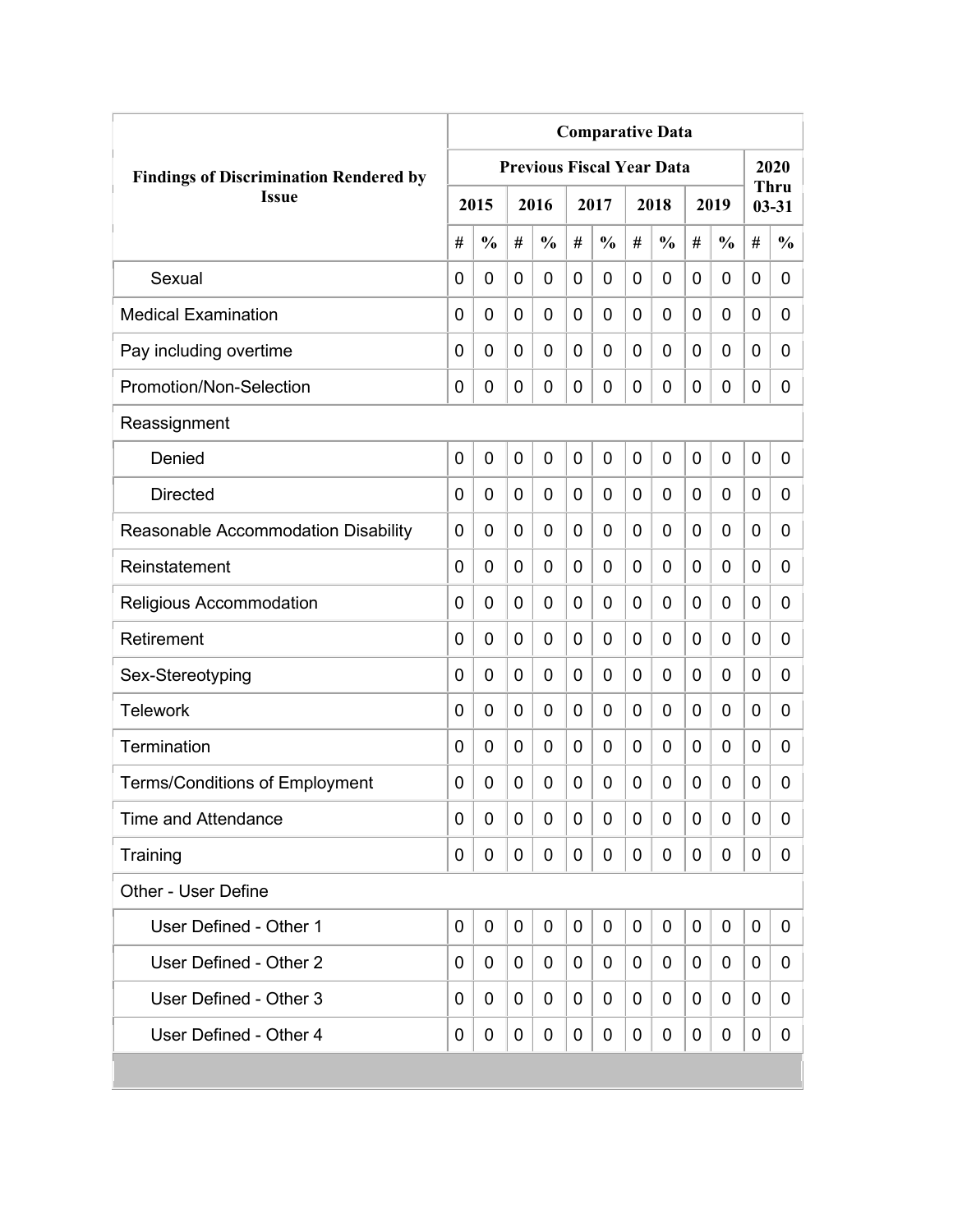| Findings of Discrimination Rendered by Issue | Comparative Data | | | | | | | | | | | |
|---|---|---|---|---|---|---|---|---|---|---|---|---|
| | Previous Fiscal Year Data | | | | | | | | | | 2020 Thru 03-31 | |
| | 2015 | | 2016 | | 2017 | | 2018 | | 2019 | | | |
| | # | % | # | % | # | % | # | % | # | % | # | % |
| Sexual | 0 | 0 | 0 | 0 | 0 | 0 | 0 | 0 | 0 | 0 | 0 | 0 |
| Medical Examination | 0 | 0 | 0 | 0 | 0 | 0 | 0 | 0 | 0 | 0 | 0 | 0 |
| Pay including overtime | 0 | 0 | 0 | 0 | 0 | 0 | 0 | 0 | 0 | 0 | 0 | 0 |
| Promotion/Non-Selection | 0 | 0 | 0 | 0 | 0 | 0 | 0 | 0 | 0 | 0 | 0 | 0 |
| Reassignment | | | | | | | | | | | | |
| Denied | 0 | 0 | 0 | 0 | 0 | 0 | 0 | 0 | 0 | 0 | 0 | 0 |
| Directed | 0 | 0 | 0 | 0 | 0 | 0 | 0 | 0 | 0 | 0 | 0 | 0 |
| Reasonable Accommodation Disability | 0 | 0 | 0 | 0 | 0 | 0 | 0 | 0 | 0 | 0 | 0 | 0 |
| Reinstatement | 0 | 0 | 0 | 0 | 0 | 0 | 0 | 0 | 0 | 0 | 0 | 0 |
| Religious Accommodation | 0 | 0 | 0 | 0 | 0 | 0 | 0 | 0 | 0 | 0 | 0 | 0 |
| Retirement | 0 | 0 | 0 | 0 | 0 | 0 | 0 | 0 | 0 | 0 | 0 | 0 |
| Sex-Stereotyping | 0 | 0 | 0 | 0 | 0 | 0 | 0 | 0 | 0 | 0 | 0 | 0 |
| Telework | 0 | 0 | 0 | 0 | 0 | 0 | 0 | 0 | 0 | 0 | 0 | 0 |
| Termination | 0 | 0 | 0 | 0 | 0 | 0 | 0 | 0 | 0 | 0 | 0 | 0 |
| Terms/Conditions of Employment | 0 | 0 | 0 | 0 | 0 | 0 | 0 | 0 | 0 | 0 | 0 | 0 |
| Time and Attendance | 0 | 0 | 0 | 0 | 0 | 0 | 0 | 0 | 0 | 0 | 0 | 0 |
| Training | 0 | 0 | 0 | 0 | 0 | 0 | 0 | 0 | 0 | 0 | 0 | 0 |
| Other - User Define | | | | | | | | | | | | |
| User Defined - Other 1 | 0 | 0 | 0 | 0 | 0 | 0 | 0 | 0 | 0 | 0 | 0 | 0 |
| User Defined - Other 2 | 0 | 0 | 0 | 0 | 0 | 0 | 0 | 0 | 0 | 0 | 0 | 0 |
| User Defined - Other 3 | 0 | 0 | 0 | 0 | 0 | 0 | 0 | 0 | 0 | 0 | 0 | 0 |
| User Defined - Other 4 | 0 | 0 | 0 | 0 | 0 | 0 | 0 | 0 | 0 | 0 | 0 | 0 |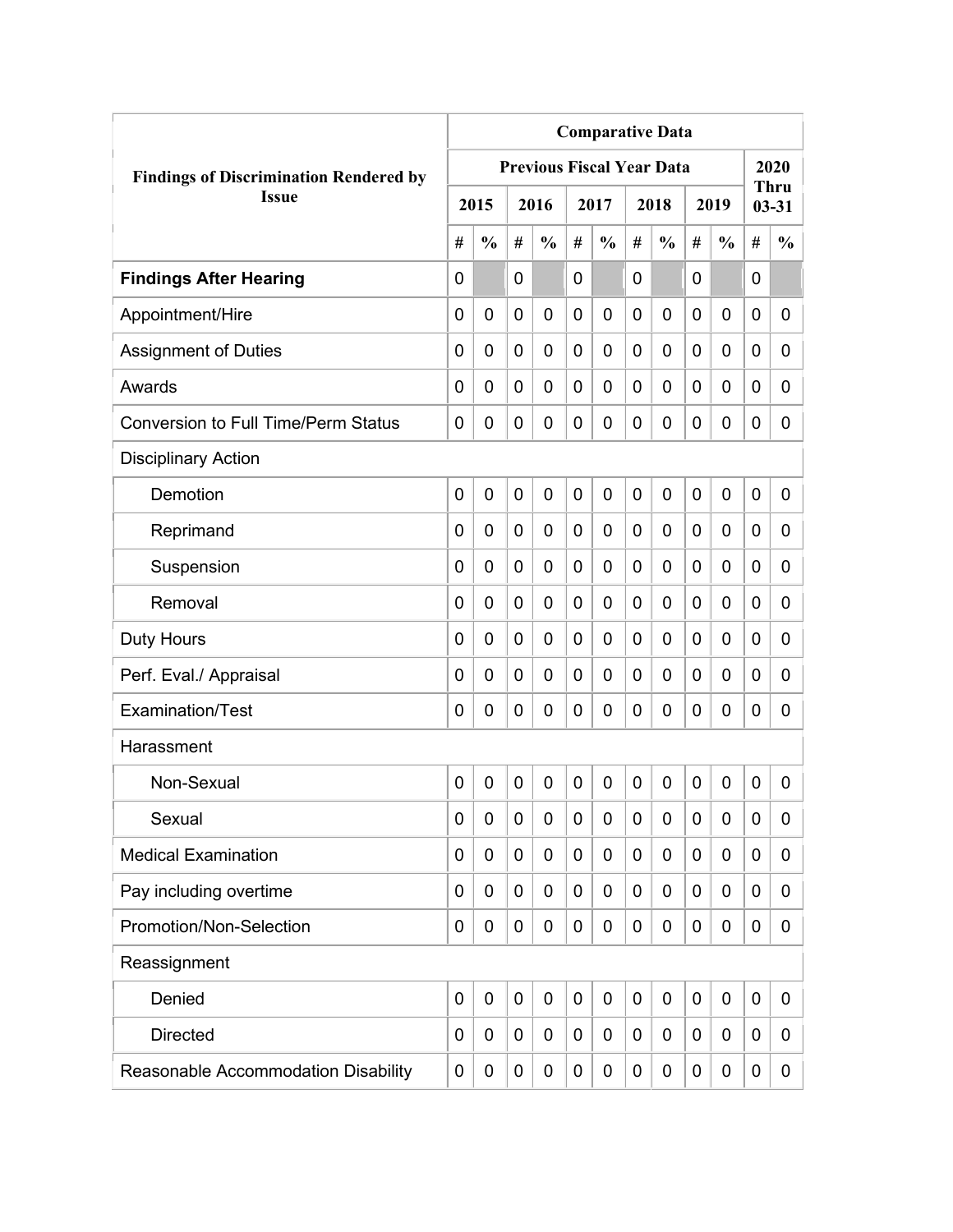| Findings of Discrimination Rendered by Issue | Comparative Data | | | | | | | | | | | |
|---|---|---|---|---|---|---|---|---|---|---|---|---|
| | Previous Fiscal Year Data | | | | | | | | | | 2020 Thru 03-31 | |
| | 2015 | | 2016 | | 2017 | | 2018 | | 2019 | | | |
| | # | % | # | % | # | % | # | % | # | % | # | % |
| **Findings After Hearing** | 0 | | 0 | | 0 | | 0 | | 0 | | 0 | |
| Appointment/Hire | 0 | 0 | 0 | 0 | 0 | 0 | 0 | 0 | 0 | 0 | 0 | 0 |
| Assignment of Duties | 0 | 0 | 0 | 0 | 0 | 0 | 0 | 0 | 0 | 0 | 0 | 0 |
| Awards | 0 | 0 | 0 | 0 | 0 | 0 | 0 | 0 | 0 | 0 | 0 | 0 |
| Conversion to Full Time/Perm Status | 0 | 0 | 0 | 0 | 0 | 0 | 0 | 0 | 0 | 0 | 0 | 0 |
| Disciplinary Action | | | | | | | | | | | | |
| Demotion | 0 | 0 | 0 | 0 | 0 | 0 | 0 | 0 | 0 | 0 | 0 | 0 |
| Reprimand | 0 | 0 | 0 | 0 | 0 | 0 | 0 | 0 | 0 | 0 | 0 | 0 |
| Suspension | 0 | 0 | 0 | 0 | 0 | 0 | 0 | 0 | 0 | 0 | 0 | 0 |
| Removal | 0 | 0 | 0 | 0 | 0 | 0 | 0 | 0 | 0 | 0 | 0 | 0 |
| Duty Hours | 0 | 0 | 0 | 0 | 0 | 0 | 0 | 0 | 0 | 0 | 0 | 0 |
| Perf. Eval./ Appraisal | 0 | 0 | 0 | 0 | 0 | 0 | 0 | 0 | 0 | 0 | 0 | 0 |
| Examination/Test | 0 | 0 | 0 | 0 | 0 | 0 | 0 | 0 | 0 | 0 | 0 | 0 |
| Harassment | | | | | | | | | | | | |
| Non-Sexual | 0 | 0 | 0 | 0 | 0 | 0 | 0 | 0 | 0 | 0 | 0 | 0 |
| Sexual | 0 | 0 | 0 | 0 | 0 | 0 | 0 | 0 | 0 | 0 | 0 | 0 |
| Medical Examination | 0 | 0 | 0 | 0 | 0 | 0 | 0 | 0 | 0 | 0 | 0 | 0 |
| Pay including overtime | 0 | 0 | 0 | 0 | 0 | 0 | 0 | 0 | 0 | 0 | 0 | 0 |
| Promotion/Non-Selection | 0 | 0 | 0 | 0 | 0 | 0 | 0 | 0 | 0 | 0 | 0 | 0 |
| Reassignment | | | | | | | | | | | | |
| Denied | 0 | 0 | 0 | 0 | 0 | 0 | 0 | 0 | 0 | 0 | 0 | 0 |
| Directed | 0 | 0 | 0 | 0 | 0 | 0 | 0 | 0 | 0 | 0 | 0 | 0 |
| Reasonable Accommodation Disability | 0 | 0 | 0 | 0 | 0 | 0 | 0 | 0 | 0 | 0 | 0 | 0 |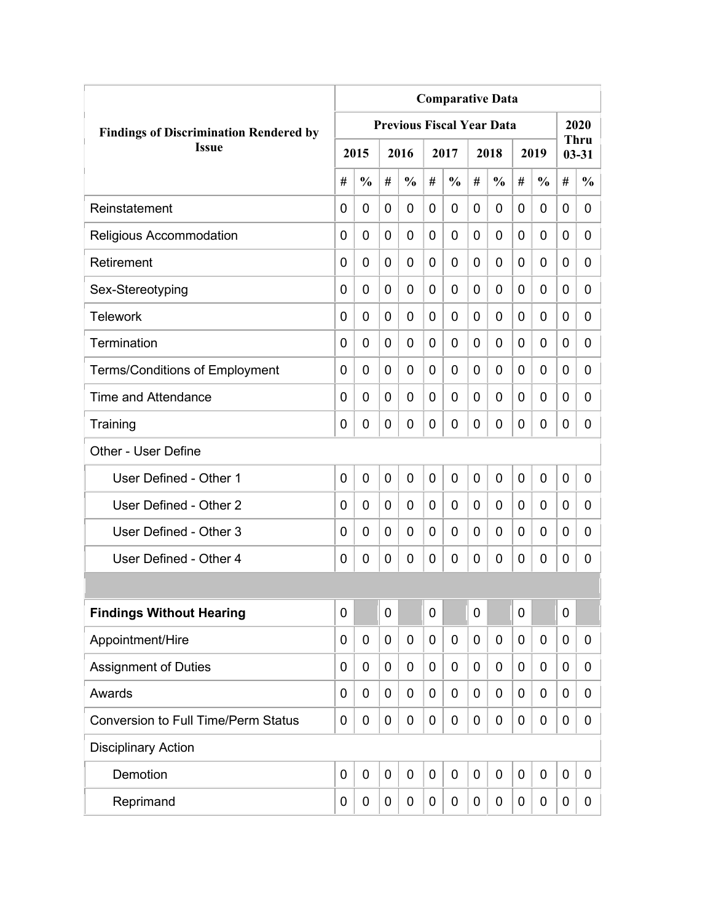| Findings of Discrimination Rendered by Issue | Comparative Data | | | | | | | | | | | |
|---|---|---|---|---|---|---|---|---|---|---|---|---|
| | Previous Fiscal Year Data | | | | | | | | | | 2020 Thru 03-31 | |
| | 2015 | | 2016 | | 2017 | | 2018 | | 2019 | | | |
| | # | % | # | % | # | % | # | % | # | % | # | % |
| Reinstatement | 0 | 0 | 0 | 0 | 0 | 0 | 0 | 0 | 0 | 0 | 0 | 0 |
| Religious Accommodation | 0 | 0 | 0 | 0 | 0 | 0 | 0 | 0 | 0 | 0 | 0 | 0 |
| Retirement | 0 | 0 | 0 | 0 | 0 | 0 | 0 | 0 | 0 | 0 | 0 | 0 |
| Sex-Stereotyping | 0 | 0 | 0 | 0 | 0 | 0 | 0 | 0 | 0 | 0 | 0 | 0 |
| Telework | 0 | 0 | 0 | 0 | 0 | 0 | 0 | 0 | 0 | 0 | 0 | 0 |
| Termination | 0 | 0 | 0 | 0 | 0 | 0 | 0 | 0 | 0 | 0 | 0 | 0 |
| Terms/Conditions of Employment | 0 | 0 | 0 | 0 | 0 | 0 | 0 | 0 | 0 | 0 | 0 | 0 |
| Time and Attendance | 0 | 0 | 0 | 0 | 0 | 0 | 0 | 0 | 0 | 0 | 0 | 0 |
| Training | 0 | 0 | 0 | 0 | 0 | 0 | 0 | 0 | 0 | 0 | 0 | 0 |
| Other - User Define | | | | | | | | | | | | |
| User Defined - Other 1 | 0 | 0 | 0 | 0 | 0 | 0 | 0 | 0 | 0 | 0 | 0 | 0 |
| User Defined - Other 2 | 0 | 0 | 0 | 0 | 0 | 0 | 0 | 0 | 0 | 0 | 0 | 0 |
| User Defined - Other 3 | 0 | 0 | 0 | 0 | 0 | 0 | 0 | 0 | 0 | 0 | 0 | 0 |
| User Defined - Other 4 | 0 | 0 | 0 | 0 | 0 | 0 | 0 | 0 | 0 | 0 | 0 | 0 |
| | | | | | | | | | | | | |
| **Findings Without Hearing** | 0 | | 0 | | 0 | | 0 | | 0 | | 0 | |
| Appointment/Hire | 0 | 0 | 0 | 0 | 0 | 0 | 0 | 0 | 0 | 0 | 0 | 0 |
| Assignment of Duties | 0 | 0 | 0 | 0 | 0 | 0 | 0 | 0 | 0 | 0 | 0 | 0 |
| Awards | 0 | 0 | 0 | 0 | 0 | 0 | 0 | 0 | 0 | 0 | 0 | 0 |
| Conversion to Full Time/Perm Status | 0 | 0 | 0 | 0 | 0 | 0 | 0 | 0 | 0 | 0 | 0 | 0 |
| Disciplinary Action | | | | | | | | | | | | |
| Demotion | 0 | 0 | 0 | 0 | 0 | 0 | 0 | 0 | 0 | 0 | 0 | 0 |
| Reprimand | 0 | 0 | 0 | 0 | 0 | 0 | 0 | 0 | 0 | 0 | 0 | 0 |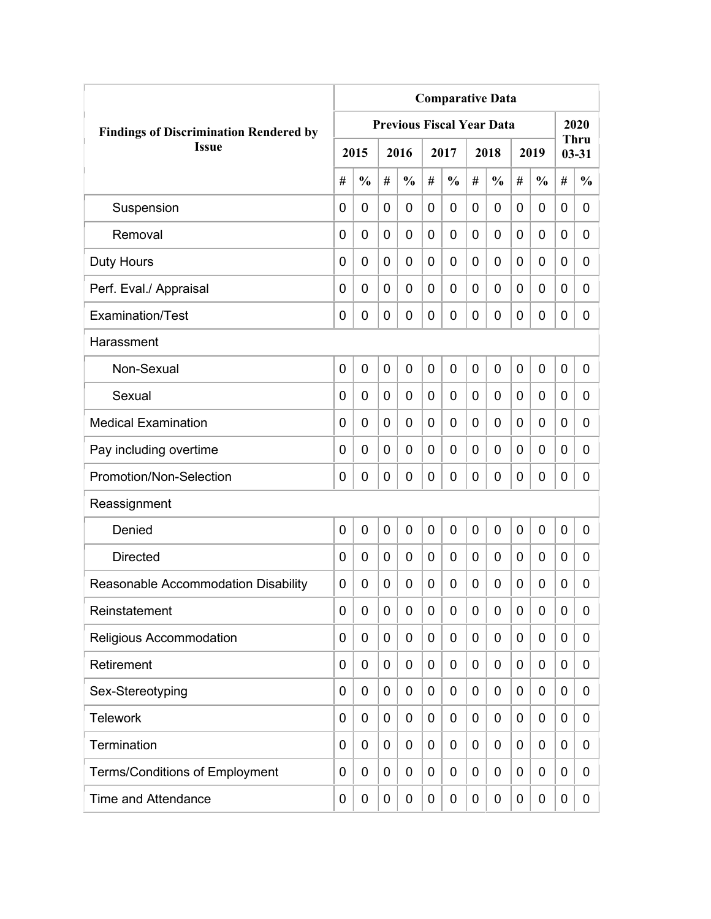| Findings of Discrimination Rendered by Issue | Comparative Data | | | | | | | | | | | |
|---|---|---|---|---|---|---|---|---|---|---|---|---|
| | Previous Fiscal Year Data | | | | | | | | | | 2020 Thru 03-31 | |
| | 2015 | | 2016 | | 2017 | | 2018 | | 2019 | | | |
| | # | % | # | % | # | % | # | % | # | % | # | % |
| Suspension | 0 | 0 | 0 | 0 | 0 | 0 | 0 | 0 | 0 | 0 | 0 | 0 |
| Removal | 0 | 0 | 0 | 0 | 0 | 0 | 0 | 0 | 0 | 0 | 0 | 0 |
| Duty Hours | 0 | 0 | 0 | 0 | 0 | 0 | 0 | 0 | 0 | 0 | 0 | 0 |
| Perf. Eval./ Appraisal | 0 | 0 | 0 | 0 | 0 | 0 | 0 | 0 | 0 | 0 | 0 | 0 |
| Examination/Test | 0 | 0 | 0 | 0 | 0 | 0 | 0 | 0 | 0 | 0 | 0 | 0 |
| Harassment | | | | | | | | | | | | |
| Non-Sexual | 0 | 0 | 0 | 0 | 0 | 0 | 0 | 0 | 0 | 0 | 0 | 0 |
| Sexual | 0 | 0 | 0 | 0 | 0 | 0 | 0 | 0 | 0 | 0 | 0 | 0 |
| Medical Examination | 0 | 0 | 0 | 0 | 0 | 0 | 0 | 0 | 0 | 0 | 0 | 0 |
| Pay including overtime | 0 | 0 | 0 | 0 | 0 | 0 | 0 | 0 | 0 | 0 | 0 | 0 |
| Promotion/Non-Selection | 0 | 0 | 0 | 0 | 0 | 0 | 0 | 0 | 0 | 0 | 0 | 0 |
| Reassignment | | | | | | | | | | | | |
| Denied | 0 | 0 | 0 | 0 | 0 | 0 | 0 | 0 | 0 | 0 | 0 | 0 |
| Directed | 0 | 0 | 0 | 0 | 0 | 0 | 0 | 0 | 0 | 0 | 0 | 0 |
| Reasonable Accommodation Disability | 0 | 0 | 0 | 0 | 0 | 0 | 0 | 0 | 0 | 0 | 0 | 0 |
| Reinstatement | 0 | 0 | 0 | 0 | 0 | 0 | 0 | 0 | 0 | 0 | 0 | 0 |
| Religious Accommodation | 0 | 0 | 0 | 0 | 0 | 0 | 0 | 0 | 0 | 0 | 0 | 0 |
| Retirement | 0 | 0 | 0 | 0 | 0 | 0 | 0 | 0 | 0 | 0 | 0 | 0 |
| Sex-Stereotyping | 0 | 0 | 0 | 0 | 0 | 0 | 0 | 0 | 0 | 0 | 0 | 0 |
| Telework | 0 | 0 | 0 | 0 | 0 | 0 | 0 | 0 | 0 | 0 | 0 | 0 |
| Termination | 0 | 0 | 0 | 0 | 0 | 0 | 0 | 0 | 0 | 0 | 0 | 0 |
| Terms/Conditions of Employment | 0 | 0 | 0 | 0 | 0 | 0 | 0 | 0 | 0 | 0 | 0 | 0 |
| Time and Attendance | 0 | 0 | 0 | 0 | 0 | 0 | 0 | 0 | 0 | 0 | 0 | 0 |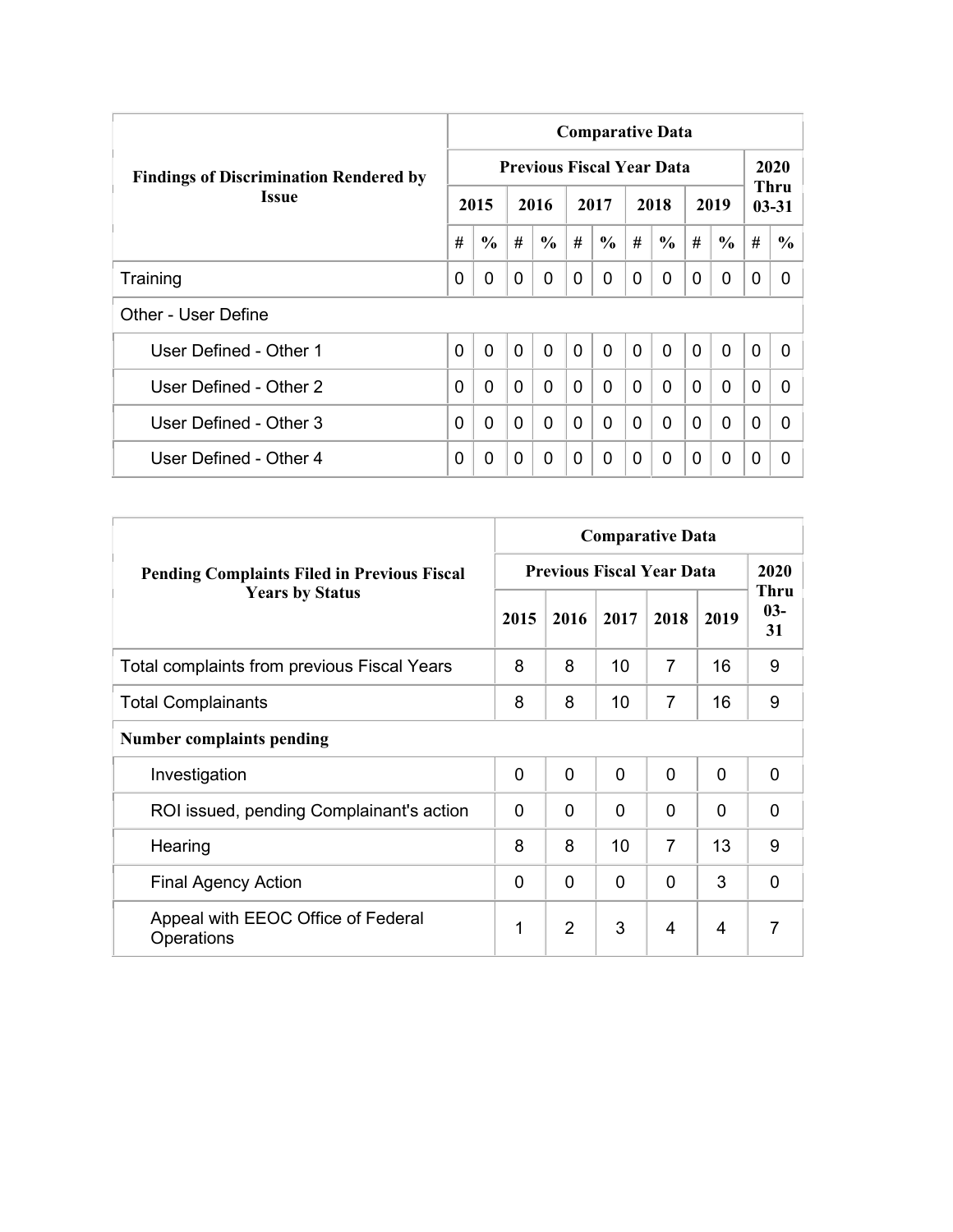| Findings of Discrimination Rendered by Issue | Comparative Data | | | | | | | | | | | |
|---|---|---|---|---|---|---|---|---|---|---|---|---|
| | Previous Fiscal Year Data | | | | | | | | | | 2020 Thru 03-31 | |
| | 2015 | | 2016 | | 2017 | | 2018 | | 2019 | | | |
| | # | % | # | % | # | % | # | % | # | % | # | % |
| Training | 0 | 0 | 0 | 0 | 0 | 0 | 0 | 0 | 0 | 0 | 0 | 0 |
| Other - User Define | | | | | | | | | | | | |
| User Defined - Other 1 | 0 | 0 | 0 | 0 | 0 | 0 | 0 | 0 | 0 | 0 | 0 | 0 |
| User Defined - Other 2 | 0 | 0 | 0 | 0 | 0 | 0 | 0 | 0 | 0 | 0 | 0 | 0 |
| User Defined - Other 3 | 0 | 0 | 0 | 0 | 0 | 0 | 0 | 0 | 0 | 0 | 0 | 0 |
| User Defined - Other 4 | 0 | 0 | 0 | 0 | 0 | 0 | 0 | 0 | 0 | 0 | 0 | 0 |

| Pending Complaints Filed in Previous Fiscal Years by Status | Comparative Data | | | | | |
|---|---|---|---|---|---|---|
| | Previous Fiscal Year Data | | | | | 2020 Thru 03-31 |
| | 2015 | 2016 | 2017 | 2018 | 2019 | |
| Total complaints from previous Fiscal Years | 8 | 8 | 10 | 7 | 16 | 9 |
| Total Complainants | 8 | 8 | 10 | 7 | 16 | 9 |
| **Number complaints pending** | | | | | | |
| Investigation | 0 | 0 | 0 | 0 | 0 | 0 |
| ROI issued, pending Complainant's action | 0 | 0 | 0 | 0 | 0 | 0 |
| Hearing | 8 | 8 | 10 | 7 | 13 | 9 |
| Final Agency Action | 0 | 0 | 0 | 0 | 3 | 0 |
| Appeal with EEOC Office of Federal Operations | 1 | 2 | 3 | 4 | 4 | 7 |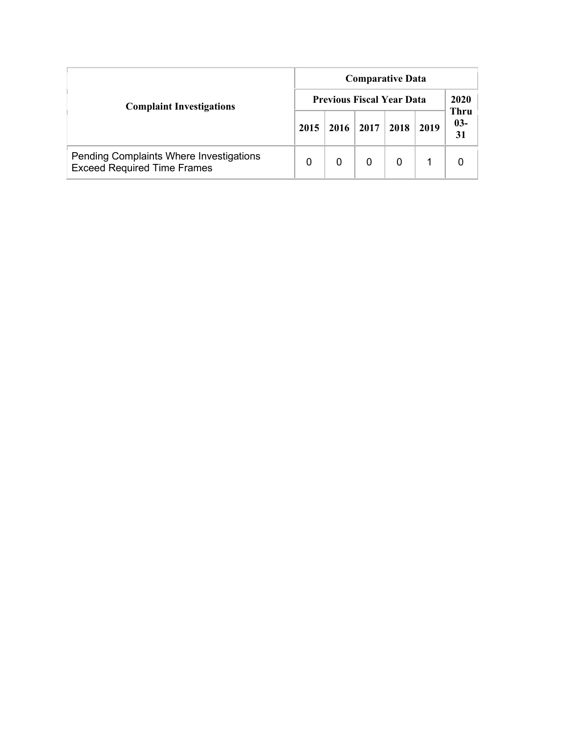| Complaint Investigations | Comparative Data | | | | | |
|---|---|---|---|---|---|---|
| | Previous Fiscal Year Data | | | | | 2020 Thru 03-31 |
| | 2015 | 2016 | 2017 | 2018 | 2019 | |
| Pending Complaints Where Investigations Exceed Required Time Frames | 0 | 0 | 0 | 0 | 1 | 0 |